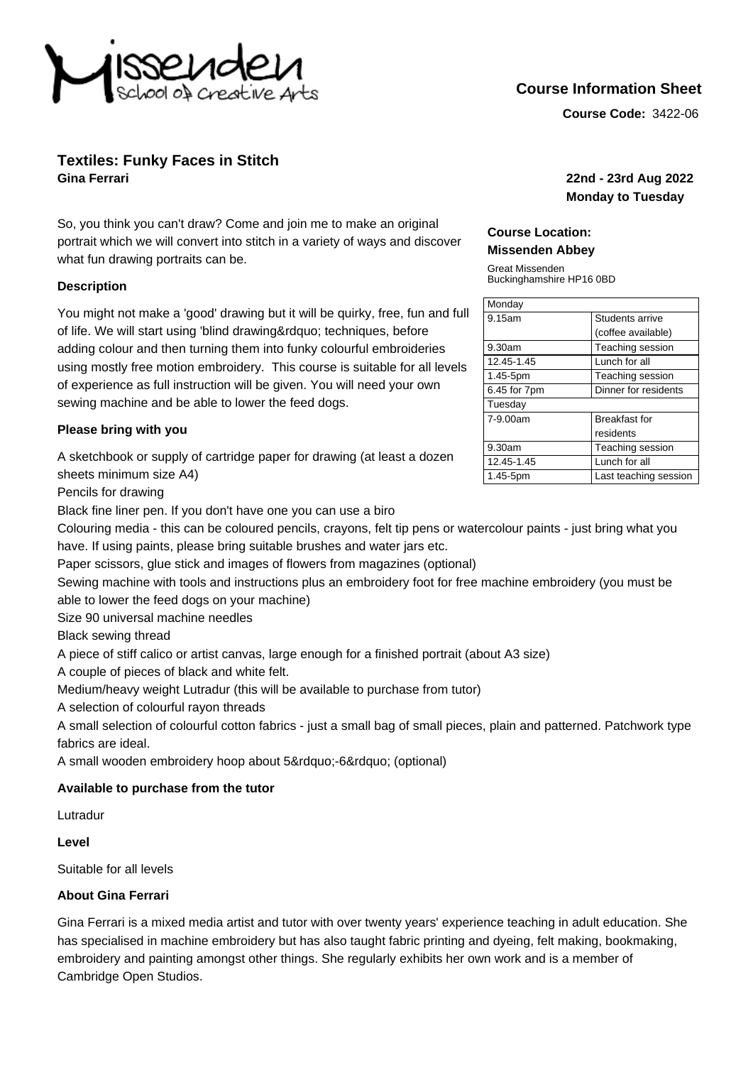Missenden School of Creative Arts

## Course Information Sheet

**Course Code:** 3422-06

# Textiles: Funky Faces in Stitch

**Gina Ferrari**

**22nd - 23rd Aug 2022**
**Monday to Tuesday**

So, you think you can't draw? Come and join me to make an original portrait which we will convert into stitch in a variety of ways and discover what fun drawing portraits can be.

**Course Location:**
**Missenden Abbey**

Great Missenden
Buckinghamshire HP16 0BD

| Monday | |
|---|---|
| 9.15am | Students arrive (coffee available) |
| 9.30am | Teaching session |
| 12.45-1.45 | Lunch for all |
| 1.45-5pm | Teaching session |
| 6.45 for 7pm | Dinner for residents |
| Tuesday | |
| 7-9.00am | Breakfast for residents |
| 9.30am | Teaching session |
| 12.45-1.45 | Lunch for all |
| 1.45-5pm | Last teaching session |

**Description**

You might not make a 'good' drawing but it will be quirky, free, fun and full of life. We will start using 'blind drawing&rdquo; techniques, before adding colour and then turning them into funky colourful embroideries using mostly free motion embroidery. This course is suitable for all levels of experience as full instruction will be given. You will need your own sewing machine and be able to lower the feed dogs.

**Please bring with you**

A sketchbook or supply of cartridge paper for drawing (at least a dozen sheets minimum size A4)
Pencils for drawing
Black fine liner pen. If you don't have one you can use a biro
Colouring media - this can be coloured pencils, crayons, felt tip pens or watercolour paints - just bring what you have. If using paints, please bring suitable brushes and water jars etc.
Paper scissors, glue stick and images of flowers from magazines (optional)
Sewing machine with tools and instructions plus an embroidery foot for free machine embroidery (you must be able to lower the feed dogs on your machine)
Size 90 universal machine needles
Black sewing thread
A piece of stiff calico or artist canvas, large enough for a finished portrait (about A3 size)
A couple of pieces of black and white felt.
Medium/heavy weight Lutradur (this will be available to purchase from tutor)
A selection of colourful rayon threads
A small selection of colourful cotton fabrics - just a small bag of small pieces, plain and patterned. Patchwork type fabrics are ideal.
A small wooden embroidery hoop about 5&rdquo;-6&rdquo; (optional)

**Available to purchase from the tutor**

Lutradur

**Level**

Suitable for all levels

**About Gina Ferrari**

Gina Ferrari is a mixed media artist and tutor with over twenty years' experience teaching in adult education. She has specialised in machine embroidery but has also taught fabric printing and dyeing, felt making, bookmaking, embroidery and painting amongst other things. She regularly exhibits her own work and is a member of Cambridge Open Studios.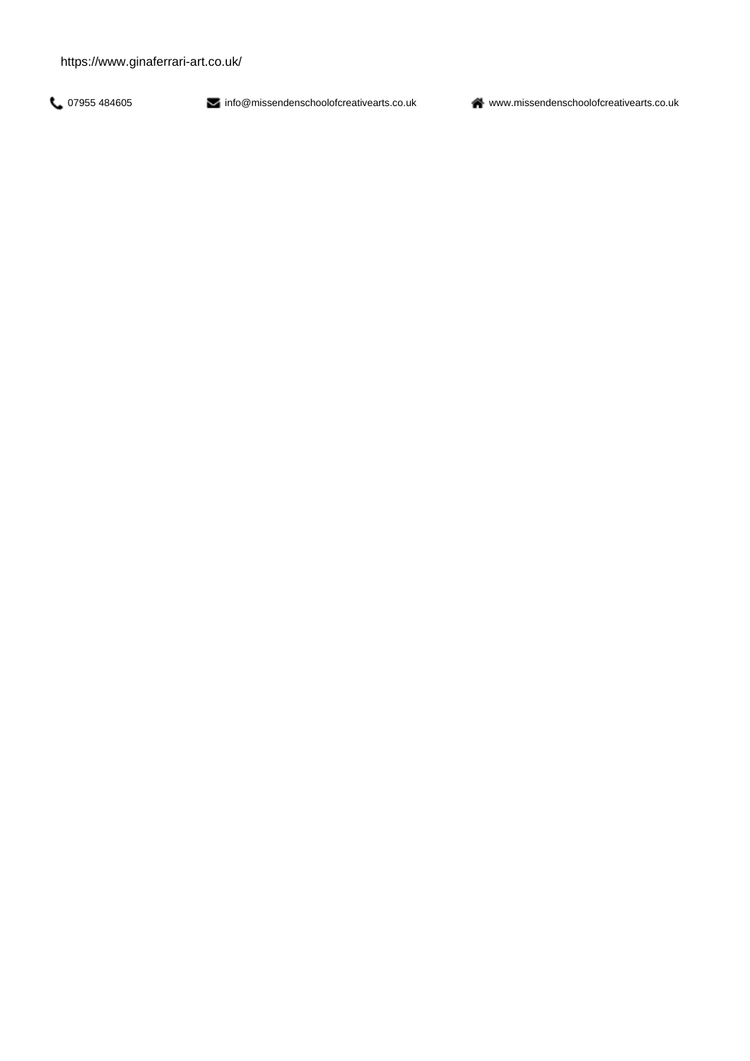https://www.ginaferrari-art.co.uk/

07955 484605 info@missendenschoolofcreativearts.co.uk www.missendenschoolofcreativearts.co.uk